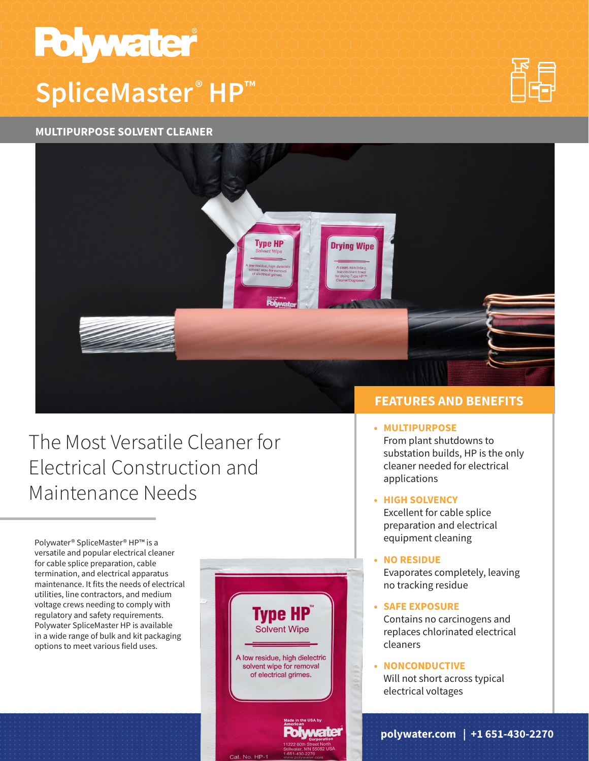# Polywater®

# SpliceMaster® HP™

## MULTIPURPOSE SOLVENT CLEANER

## The Most Versatile Cleaner for Electrical Construction and Maintenance Needs

Polywater® SpliceMaster® HP™ is a versatile and popular electrical cleaner for cable splice preparation, cable termination, and electrical apparatus maintenance. It fits the needs of electrical utilities, line contractors, and medium voltage crews needing to comply with regulatory and safety requirements. Polywater SpliceMaster HP is available in a wide range of bulk and kit packaging options to meet various field uses.

## FEATURES AND BENEFITS

- **MULTIPURPOSE**
  From plant shutdowns to substation builds, HP is the only cleaner needed for electrical applications
- **HIGH SOLVENCY**
  Excellent for cable splice preparation and electrical equipment cleaning
- **NO RESIDUE**
  Evaporates completely, leaving no tracking residue
- **SAFE EXPOSURE**
  Contains no carcinogens and replaces chlorinated electrical cleaners
- **NONCONDUCTIVE**
  Will not short across typical electrical voltages

polywater.com | +1 651-430-2270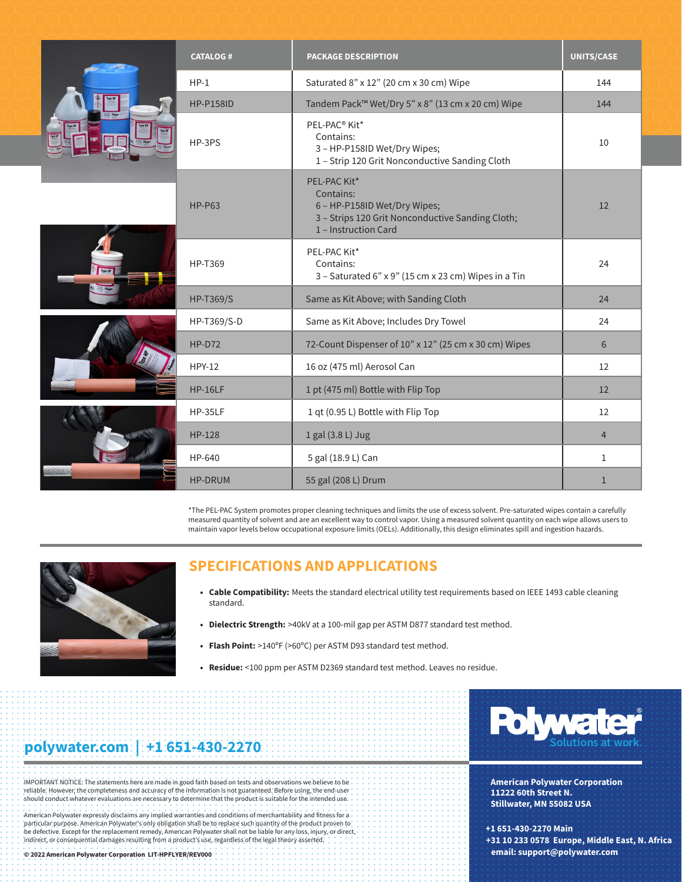| CATALOG # | PACKAGE DESCRIPTION | UNITS/CASE |
|---|---|---|
| HP-1 | Saturated 8" x 12" (20 cm x 30 cm) Wipe | 144 |
| HP-P158ID | Tandem Pack™ Wet/Dry 5" x 8" (13 cm x 20 cm) Wipe | 144 |
| HP-3PS | PEL-PAC® Kit* Contains: 3 – HP-P158ID Wet/Dry Wipes; 1 – Strip 120 Grit Nonconductive Sanding Cloth | 10 |
| HP-P63 | PEL-PAC Kit* Contains: 6 – HP-P158ID Wet/Dry Wipes; 3 – Strips 120 Grit Nonconductive Sanding Cloth; 1 – Instruction Card | 12 |
| HP-T369 | PEL-PAC Kit* Contains: 3 – Saturated 6" x 9" (15 cm x 23 cm) Wipes in a Tin | 24 |
| HP-T369/S | Same as Kit Above; with Sanding Cloth | 24 |
| HP-T369/S-D | Same as Kit Above; Includes Dry Towel | 24 |
| HP-D72 | 72-Count Dispenser of 10" x 12" (25 cm x 30 cm) Wipes | 6 |
| HPY-12 | 16 oz (475 ml) Aerosol Can | 12 |
| HP-16LF | 1 pt (475 ml) Bottle with Flip Top | 12 |
| HP-35LF | 1 qt (0.95 L) Bottle with Flip Top | 12 |
| HP-128 | 1 gal (3.8 L) Jug | 4 |
| HP-640 | 5 gal (18.9 L) Can | 1 |
| HP-DRUM | 55 gal (208 L) Drum | 1 |

*The PEL-PAC System promotes proper cleaning techniques and limits the use of excess solvent. Pre-saturated wipes contain a carefully measured quantity of solvent and are an excellent way to control vapor. Using a measured solvent quantity on each wipe allows users to maintain vapor levels below occupational exposure limits (OELs). Additionally, this design eliminates spill and ingestion hazards.

## SPECIFICATIONS AND APPLICATIONS

- **Cable Compatibility:** Meets the standard electrical utility test requirements based on IEEE 1493 cable cleaning standard.
- **Dielectric Strength:** >40kV at a 100-mil gap per ASTM D877 standard test method.
- **Flash Point:** >140°F (>60°C) per ASTM D93 standard test method.
- **Residue:** <100 ppm per ASTM D2369 standard test method. Leaves no residue.

**polywater.com | +1 651-430-2270**

Polywater® Solutions at work.

IMPORTANT NOTICE: The statements here are made in good faith based on tests and observations we believe to be reliable. However, the completeness and accuracy of the information is not guaranteed. Before using, the end-user should conduct whatever evaluations are necessary to determine that the product is suitable for the intended use.

American Polywater expressly disclaims any implied warranties and conditions of merchantability and fitness for a particular purpose. American Polywater's only obligation shall be to replace such quantity of the product proven to be defective. Except for the replacement remedy, American Polywater shall not be liable for any loss, injury, or direct, indirect, or consequential damages resulting from a product's use, regardless of the legal theory asserted.

**© 2022 American Polywater Corporation LIT-HPFLYER/REV000**

**American Polywater Corporation**
**11222 60th Street N.**
**Stillwater, MN 55082 USA**

**+1 651-430-2270 Main**
**+31 10 233 0578 Europe, Middle East, N. Africa**
**email: support@polywater.com**